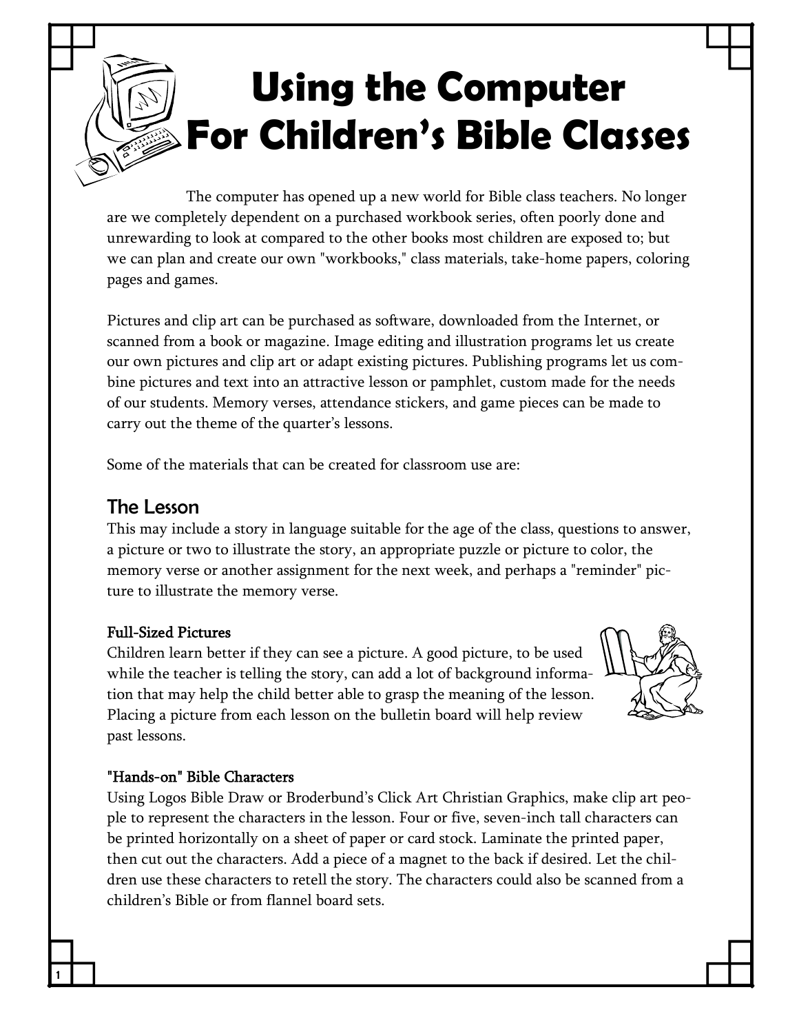# Using the Computer For Children's Bible Classes

The computer has opened up a new world for Bible class teachers. No longer are we completely dependent on a purchased workbook series, often poorly done and unrewarding to look at compared to the other books most children are exposed to; but we can plan and create our own "workbooks," class materials, take-home papers, coloring pages and games.

Pictures and clip art can be purchased as software, downloaded from the Internet, or scanned from a book or magazine. Image editing and illustration programs let us create our own pictures and clip art or adapt existing pictures. Publishing programs let us combine pictures and text into an attractive lesson or pamphlet, custom made for the needs of our students. Memory verses, attendance stickers, and game pieces can be made to carry out the theme of the quarter's lessons.

Some of the materials that can be created for classroom use are:

## The Lesson

This may include a story in language suitable for the age of the class, questions to answer, a picture or two to illustrate the story, an appropriate puzzle or picture to color, the memory verse or another assignment for the next week, and perhaps a "reminder" picture to illustrate the memory verse.

### Full-Sized Pictures

Children learn better if they can see a picture. A good picture, to be used while the teacher is telling the story, can add a lot of background information that may help the child better able to grasp the meaning of the lesson. Placing a picture from each lesson on the bulletin board will help review past lessons.

### "Hands-on" Bible Characters

Using Logos Bible Draw or Broderbund's Click Art Christian Graphics, make clip art people to represent the characters in the lesson. Four or five, seven-inch tall characters can be printed horizontally on a sheet of paper or card stock. Laminate the printed paper, then cut out the characters. Add a piece of a magnet to the back if desired. Let the children use these characters to retell the story. The characters could also be scanned from a children's Bible or from flannel board sets.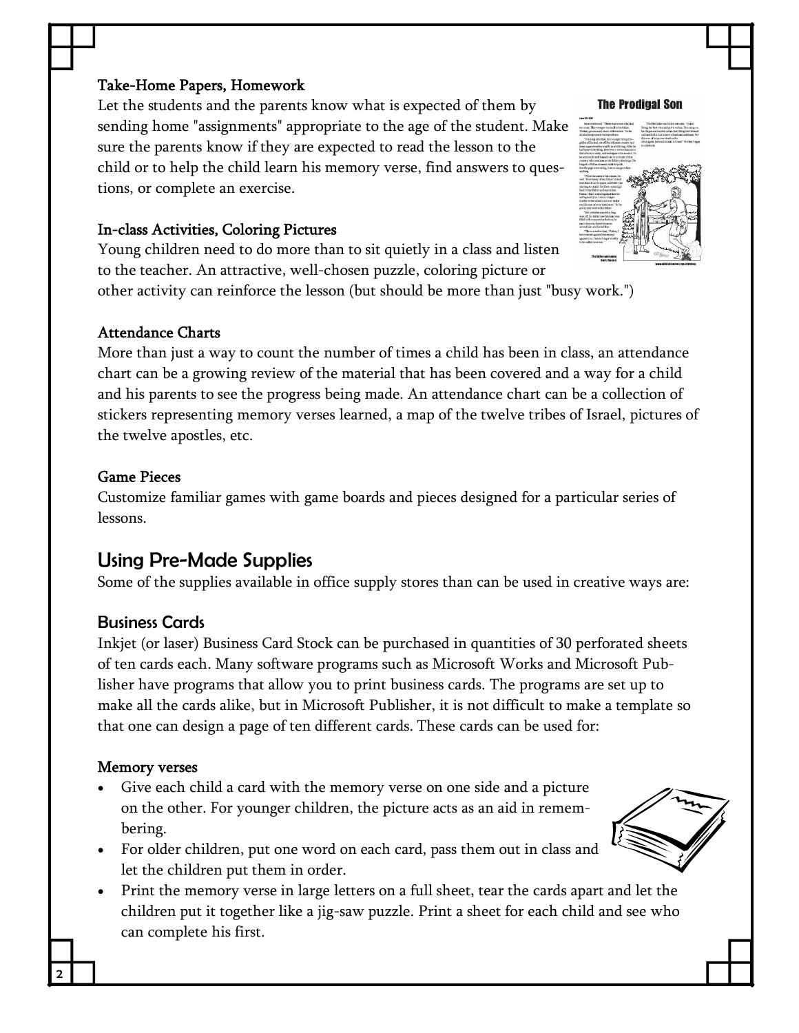#### Take-Home Papers, Homework

Let the students and the parents know what is expected of them by sending home "assignments" appropriate to the age of the student. Make sure the parents know if they are expected to read the lesson to the child or to help the child learn his memory verse, find answers to questions, or complete an exercise.

#### In-class Activities, Coloring Pictures

Young children need to do more than to sit quietly in a class and listen to the teacher. An attractive, well-chosen puzzle, coloring picture or other activity can reinforce the lesson (but should be more than just "busy work.")

#### Attendance Charts

More than just a way to count the number of times a child has been in class, an attendance chart can be a growing review of the material that has been covered and a way for a child and his parents to see the progress being made. An attendance chart can be a collection of stickers representing memory verses learned, a map of the twelve tribes of Israel, pictures of the twelve apostles, etc.

#### Game Pieces

Customize familiar games with game boards and pieces designed for a particular series of lessons.

## Using Pre-Made Supplies

Some of the supplies available in office supply stores than can be used in creative ways are:

### Business Cards

Inkjet (or laser) Business Card Stock can be purchased in quantities of 30 perforated sheets of ten cards each. Many software programs such as Microsoft Works and Microsoft Publisher have programs that allow you to print business cards. The programs are set up to make all the cards alike, but in Microsoft Publisher, it is not difficult to make a template so that one can design a page of ten different cards. These cards can be used for:

#### Memory verses

- Give each child a card with the memory verse on one side and a picture on the other. For younger children, the picture acts as an aid in remembering.
- For older children, put one word on each card, pass them out in class and let the children put them in order.
- Print the memory verse in large letters on a full sheet, tear the cards apart and let the children put it together like a jig-saw puzzle. Print a sheet for each child and see who can complete his first.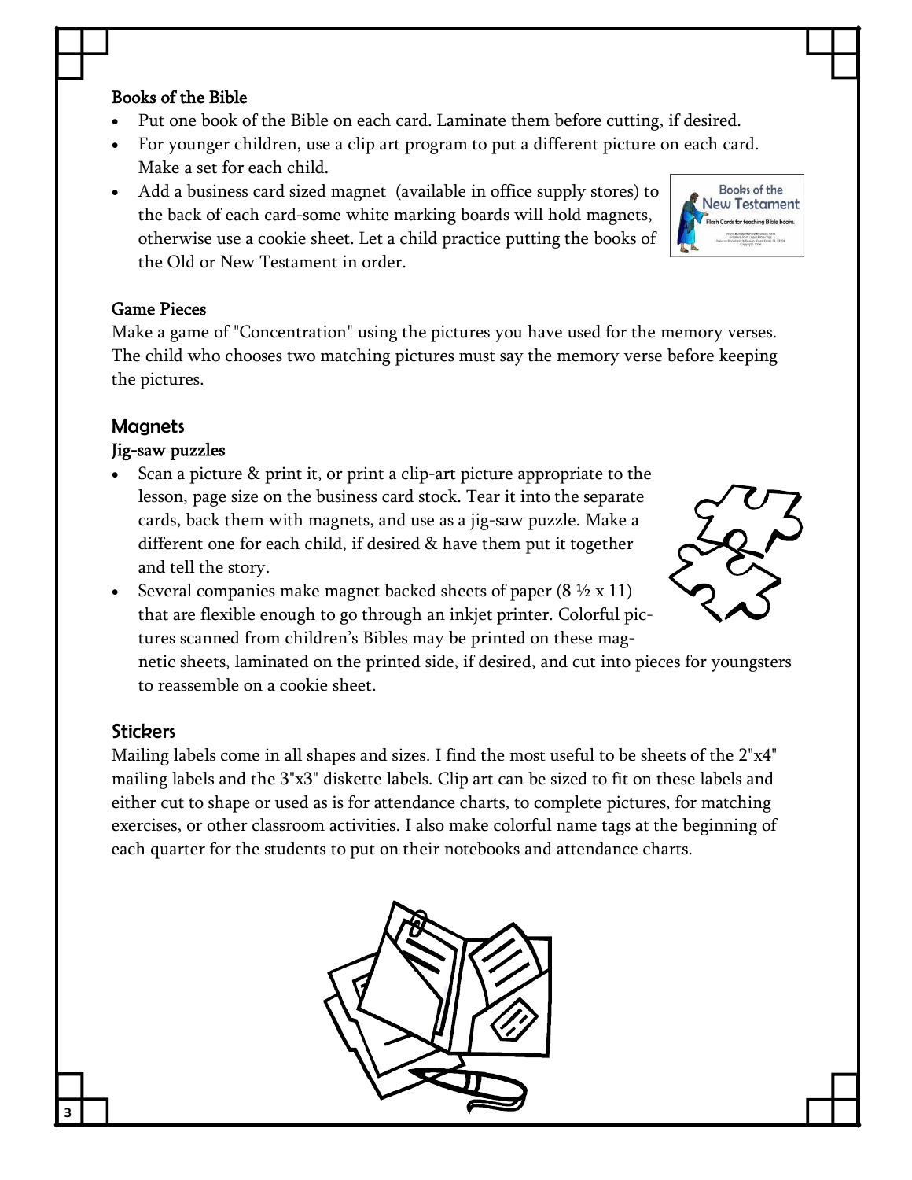### Books of the Bible

- Put one book of the Bible on each card. Laminate them before cutting, if desired.
- For younger children, use a clip art program to put a different picture on each card. Make a set for each child.
- Add a business card sized magnet (available in office supply stores) to the back of each card-some white marking boards will hold magnets, otherwise use a cookie sheet. Let a child practice putting the books of the Old or New Testament in order.

### Game Pieces

Make a game of "Concentration" using the pictures you have used for the memory verses. The child who chooses two matching pictures must say the memory verse before keeping the pictures.

## Magnets

### Jig-saw puzzles

- Scan a picture & print it, or print a clip-art picture appropriate to the lesson, page size on the business card stock. Tear it into the separate cards, back them with magnets, and use as a jig-saw puzzle. Make a different one for each child, if desired & have them put it together and tell the story.
- Several companies make magnet backed sheets of paper (8 ½ x 11) that are flexible enough to go through an inkjet printer. Colorful pictures scanned from children's Bibles may be printed on these magnetic sheets, laminated on the printed side, if desired, and cut into pieces for youngsters to reassemble on a cookie sheet.

## Stickers

Mailing labels come in all shapes and sizes. I find the most useful to be sheets of the 2"x4" mailing labels and the 3"x3" diskette labels. Clip art can be sized to fit on these labels and either cut to shape or used as is for attendance charts, to complete pictures, for matching exercises, or other classroom activities. I also make colorful name tags at the beginning of each quarter for the students to put on their notebooks and attendance charts.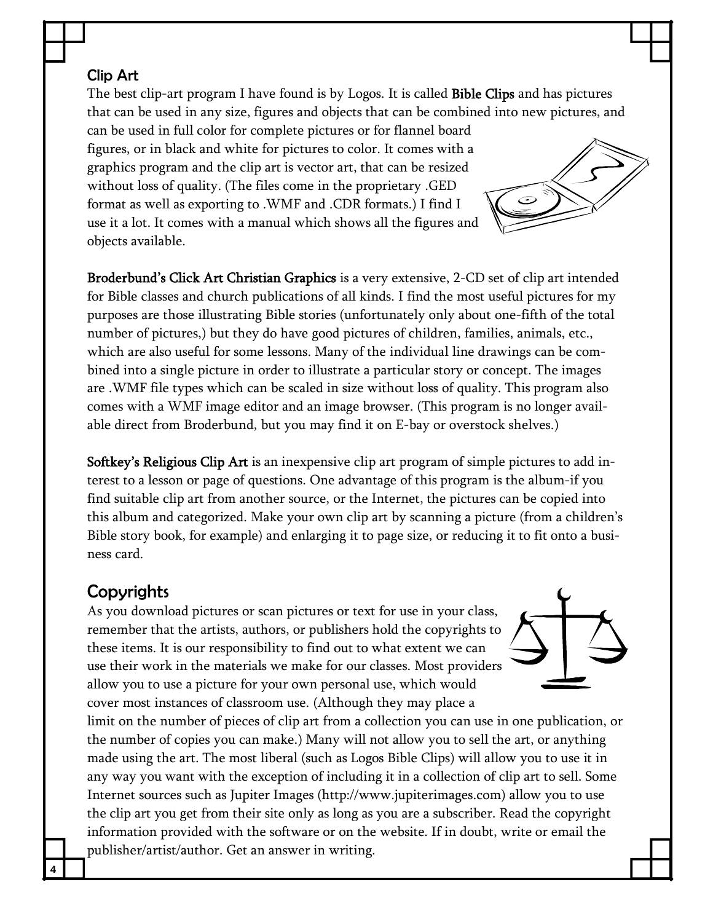## Clip Art

The best clip-art program I have found is by Logos. It is called **Bible Clips** and has pictures that can be used in any size, figures and objects that can be combined into new pictures, and can be used in full color for complete pictures or for flannel board figures, or in black and white for pictures to color. It comes with a graphics program and the clip art is vector art, that can be resized without loss of quality. (The files come in the proprietary .GED format as well as exporting to .WMF and .CDR formats.) I find I use it a lot. It comes with a manual which shows all the figures and objects available.

**Broderbund's Click Art Christian Graphics** is a very extensive, 2-CD set of clip art intended for Bible classes and church publications of all kinds. I find the most useful pictures for my purposes are those illustrating Bible stories (unfortunately only about one-fifth of the total number of pictures,) but they do have good pictures of children, families, animals, etc., which are also useful for some lessons. Many of the individual line drawings can be combined into a single picture in order to illustrate a particular story or concept. The images are .WMF file types which can be scaled in size without loss of quality. This program also comes with a WMF image editor and an image browser. (This program is no longer available direct from Broderbund, but you may find it on E-bay or overstock shelves.)

**Softkey's Religious Clip Art** is an inexpensive clip art program of simple pictures to add interest to a lesson or page of questions. One advantage of this program is the album-if you find suitable clip art from another source, or the Internet, the pictures can be copied into this album and categorized. Make your own clip art by scanning a picture (from a children's Bible story book, for example) and enlarging it to page size, or reducing it to fit onto a business card.

## Copyrights

As you download pictures or scan pictures or text for use in your class, remember that the artists, authors, or publishers hold the copyrights to these items. It is our responsibility to find out to what extent we can use their work in the materials we make for our classes. Most providers allow you to use a picture for your own personal use, which would cover most instances of classroom use. (Although they may place a limit on the number of pieces of clip art from a collection you can use in one publication, or the number of copies you can make.) Many will not allow you to sell the art, or anything made using the art. The most liberal (such as Logos Bible Clips) will allow you to use it in any way you want with the exception of including it in a collection of clip art to sell. Some Internet sources such as Jupiter Images (http://www.jupiterimages.com) allow you to use the clip art you get from their site only as long as you are a subscriber. Read the copyright information provided with the software or on the website. If in doubt, write or email the publisher/artist/author. Get an answer in writing.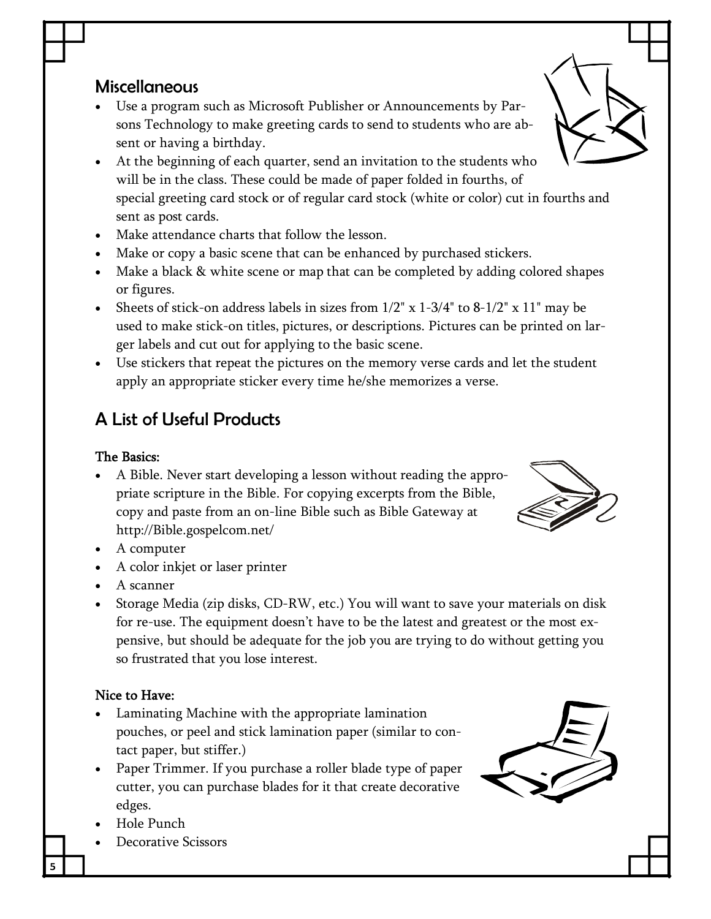## Miscellaneous

- Use a program such as Microsoft Publisher or Announcements by Parsons Technology to make greeting cards to send to students who are absent or having a birthday.
- At the beginning of each quarter, send an invitation to the students who will be in the class. These could be made of paper folded in fourths, of special greeting card stock or of regular card stock (white or color) cut in fourths and sent as post cards.
- Make attendance charts that follow the lesson.
- Make or copy a basic scene that can be enhanced by purchased stickers.
- Make a black & white scene or map that can be completed by adding colored shapes or figures.
- Sheets of stick-on address labels in sizes from 1/2" x 1-3/4" to 8-1/2" x 11" may be used to make stick-on titles, pictures, or descriptions. Pictures can be printed on larger labels and cut out for applying to the basic scene.
- Use stickers that repeat the pictures on the memory verse cards and let the student apply an appropriate sticker every time he/she memorizes a verse.

## A List of Useful Products

**The Basics:**

- A Bible. Never start developing a lesson without reading the appropriate scripture in the Bible. For copying excerpts from the Bible, copy and paste from an on-line Bible such as Bible Gateway at http://Bible.gospelcom.net/
- A computer
- A color inkjet or laser printer
- A scanner
- Storage Media (zip disks, CD-RW, etc.) You will want to save your materials on disk for re-use. The equipment doesn't have to be the latest and greatest or the most expensive, but should be adequate for the job you are trying to do without getting you so frustrated that you lose interest.

**Nice to Have:**

- Laminating Machine with the appropriate lamination pouches, or peel and stick lamination paper (similar to contact paper, but stiffer.)
- Paper Trimmer. If you purchase a roller blade type of paper cutter, you can purchase blades for it that create decorative edges.
- Hole Punch
- Decorative Scissors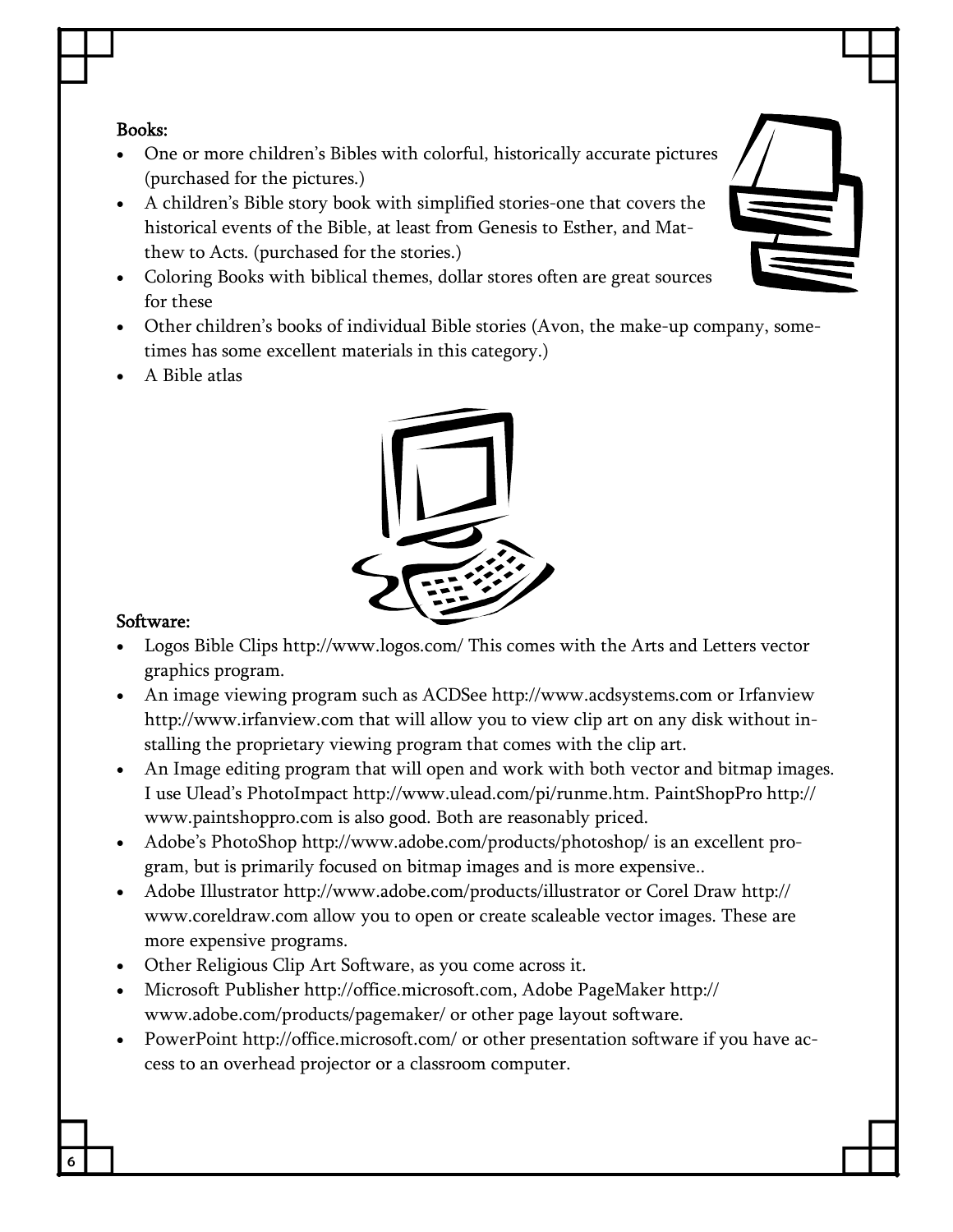**Books:**

- One or more children's Bibles with colorful, historically accurate pictures (purchased for the pictures.)
- A children's Bible story book with simplified stories-one that covers the historical events of the Bible, at least from Genesis to Esther, and Matthew to Acts. (purchased for the stories.)
- Coloring Books with biblical themes, dollar stores often are great sources for these
- Other children's books of individual Bible stories (Avon, the make-up company, sometimes has some excellent materials in this category.)
- A Bible atlas

**Software:**

- Logos Bible Clips http://www.logos.com/ This comes with the Arts and Letters vector graphics program.
- An image viewing program such as ACDSee http://www.acdsystems.com or Irfanview http://www.irfanview.com that will allow you to view clip art on any disk without installing the proprietary viewing program that comes with the clip art.
- An Image editing program that will open and work with both vector and bitmap images. I use Ulead's PhotoImpact http://www.ulead.com/pi/runme.htm. PaintShopPro http://www.paintshoppro.com is also good. Both are reasonably priced.
- Adobe's PhotoShop http://www.adobe.com/products/photoshop/ is an excellent program, but is primarily focused on bitmap images and is more expensive..
- Adobe Illustrator http://www.adobe.com/products/illustrator or Corel Draw http://www.coreldraw.com allow you to open or create scaleable vector images. These are more expensive programs.
- Other Religious Clip Art Software, as you come across it.
- Microsoft Publisher http://office.microsoft.com, Adobe PageMaker http://www.adobe.com/products/pagemaker/ or other page layout software.
- PowerPoint http://office.microsoft.com/ or other presentation software if you have access to an overhead projector or a classroom computer.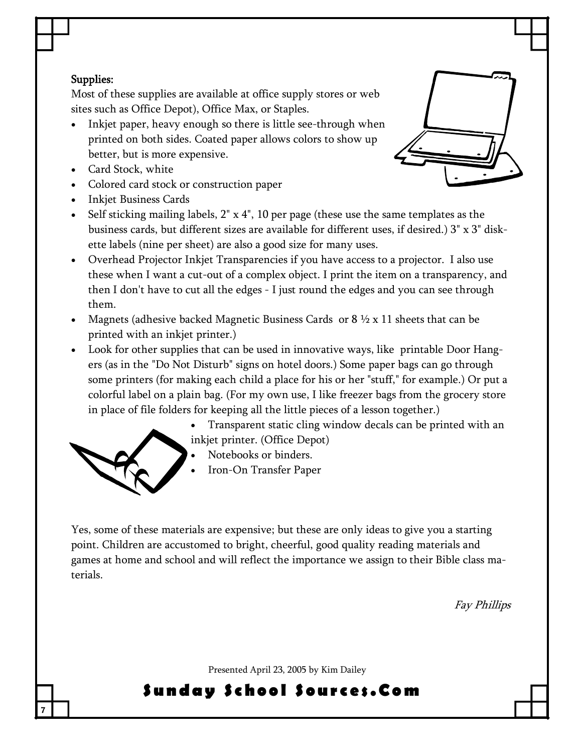**Supplies:**

Most of these supplies are available at office supply stores or web sites such as Office Depot), Office Max, or Staples.

- Inkjet paper, heavy enough so there is little see-through when printed on both sides. Coated paper allows colors to show up better, but is more expensive.
- Card Stock, white
- Colored card stock or construction paper
- Inkjet Business Cards
- Self sticking mailing labels, 2" x 4", 10 per page (these use the same templates as the business cards, but different sizes are available for different uses, if desired.) 3" x 3" diskette labels (nine per sheet) are also a good size for many uses.
- Overhead Projector Inkjet Transparencies if you have access to a projector. I also use these when I want a cut-out of a complex object. I print the item on a transparency, and then I don't have to cut all the edges - I just round the edges and you can see through them.
- Magnets (adhesive backed Magnetic Business Cards or 8 ½ x 11 sheets that can be printed with an inkjet printer.)
- Look for other supplies that can be used in innovative ways, like printable Door Hangers (as in the "Do Not Disturb" signs on hotel doors.) Some paper bags can go through some printers (for making each child a place for his or her "stuff," for example.) Or put a colorful label on a plain bag. (For my own use, I like freezer bags from the grocery store in place of file folders for keeping all the little pieces of a lesson together.)
- Transparent static cling window decals can be printed with an inkjet printer. (Office Depot)
- Notebooks or binders.
- Iron-On Transfer Paper

Yes, some of these materials are expensive; but these are only ideas to give you a starting point. Children are accustomed to bright, cheerful, good quality reading materials and games at home and school and will reflect the importance we assign to their Bible class materials.

*Fay Phillips*

Presented April 23, 2005 by Kim Dailey

**Sunday School Sources.Com**